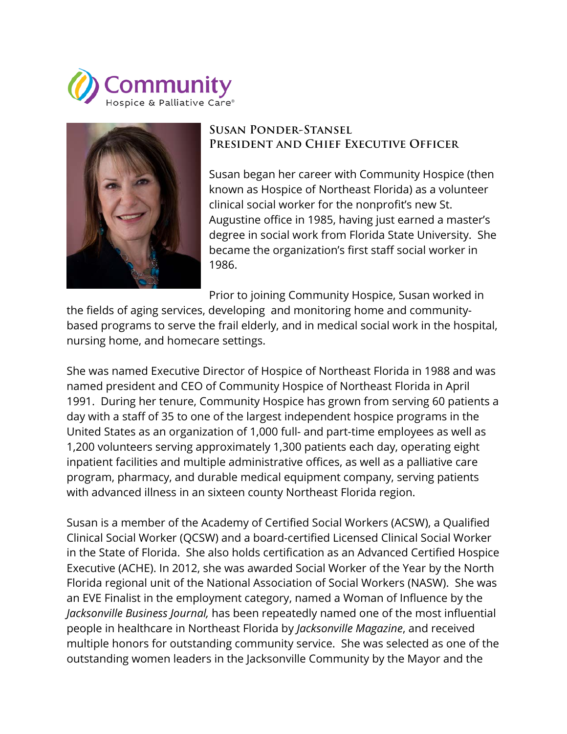Community
Hospice & Palliative Care®

## Susan Ponder-Stansel
## President and Chief Executive Officer

Susan began her career with Community Hospice (then known as Hospice of Northeast Florida) as a volunteer clinical social worker for the nonprofit's new St. Augustine office in 1985, having just earned a master's degree in social work from Florida State University. She became the organization's first staff social worker in 1986.

Prior to joining Community Hospice, Susan worked in the fields of aging services, developing and monitoring home and community-based programs to serve the frail elderly, and in medical social work in the hospital, nursing home, and homecare settings.

She was named Executive Director of Hospice of Northeast Florida in 1988 and was named president and CEO of Community Hospice of Northeast Florida in April 1991. During her tenure, Community Hospice has grown from serving 60 patients a day with a staff of 35 to one of the largest independent hospice programs in the United States as an organization of 1,000 full- and part-time employees as well as 1,200 volunteers serving approximately 1,300 patients each day, operating eight inpatient facilities and multiple administrative offices, as well as a palliative care program, pharmacy, and durable medical equipment company, serving patients with advanced illness in an sixteen county Northeast Florida region.

Susan is a member of the Academy of Certified Social Workers (ACSW), a Qualified Clinical Social Worker (QCSW) and a board-certified Licensed Clinical Social Worker in the State of Florida. She also holds certification as an Advanced Certified Hospice Executive (ACHE). In 2012, she was awarded Social Worker of the Year by the North Florida regional unit of the National Association of Social Workers (NASW). She was an EVE Finalist in the employment category, named a Woman of Influence by the *Jacksonville Business Journal,* has been repeatedly named one of the most influential people in healthcare in Northeast Florida by *Jacksonville Magazine*, and received multiple honors for outstanding community service. She was selected as one of the outstanding women leaders in the Jacksonville Community by the Mayor and the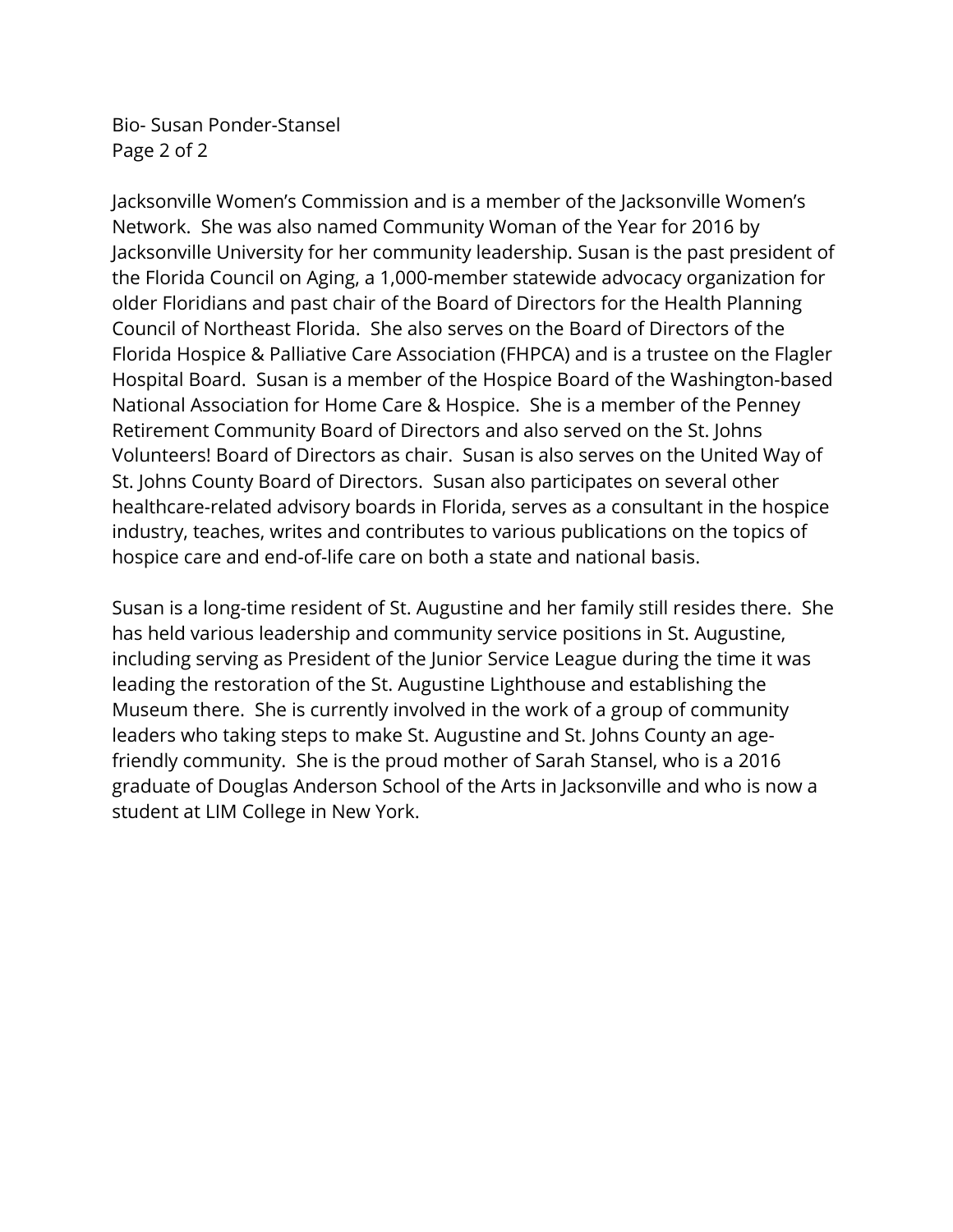Jacksonville Women's Commission and is a member of the Jacksonville Women's Network. She was also named Community Woman of the Year for 2016 by Jacksonville University for her community leadership. Susan is the past president of the Florida Council on Aging, a 1,000-member statewide advocacy organization for older Floridians and past chair of the Board of Directors for the Health Planning Council of Northeast Florida. She also serves on the Board of Directors of the Florida Hospice & Palliative Care Association (FHPCA) and is a trustee on the Flagler Hospital Board. Susan is a member of the Hospice Board of the Washington-based National Association for Home Care & Hospice. She is a member of the Penney Retirement Community Board of Directors and also served on the St. Johns Volunteers! Board of Directors as chair. Susan is also serves on the United Way of St. Johns County Board of Directors. Susan also participates on several other healthcare-related advisory boards in Florida, serves as a consultant in the hospice industry, teaches, writes and contributes to various publications on the topics of hospice care and end-of-life care on both a state and national basis.

Susan is a long-time resident of St. Augustine and her family still resides there. She has held various leadership and community service positions in St. Augustine, including serving as President of the Junior Service League during the time it was leading the restoration of the St. Augustine Lighthouse and establishing the Museum there. She is currently involved in the work of a group of community leaders who taking steps to make St. Augustine and St. Johns County an age-friendly community. She is the proud mother of Sarah Stansel, who is a 2016 graduate of Douglas Anderson School of the Arts in Jacksonville and who is now a student at LIM College in New York.